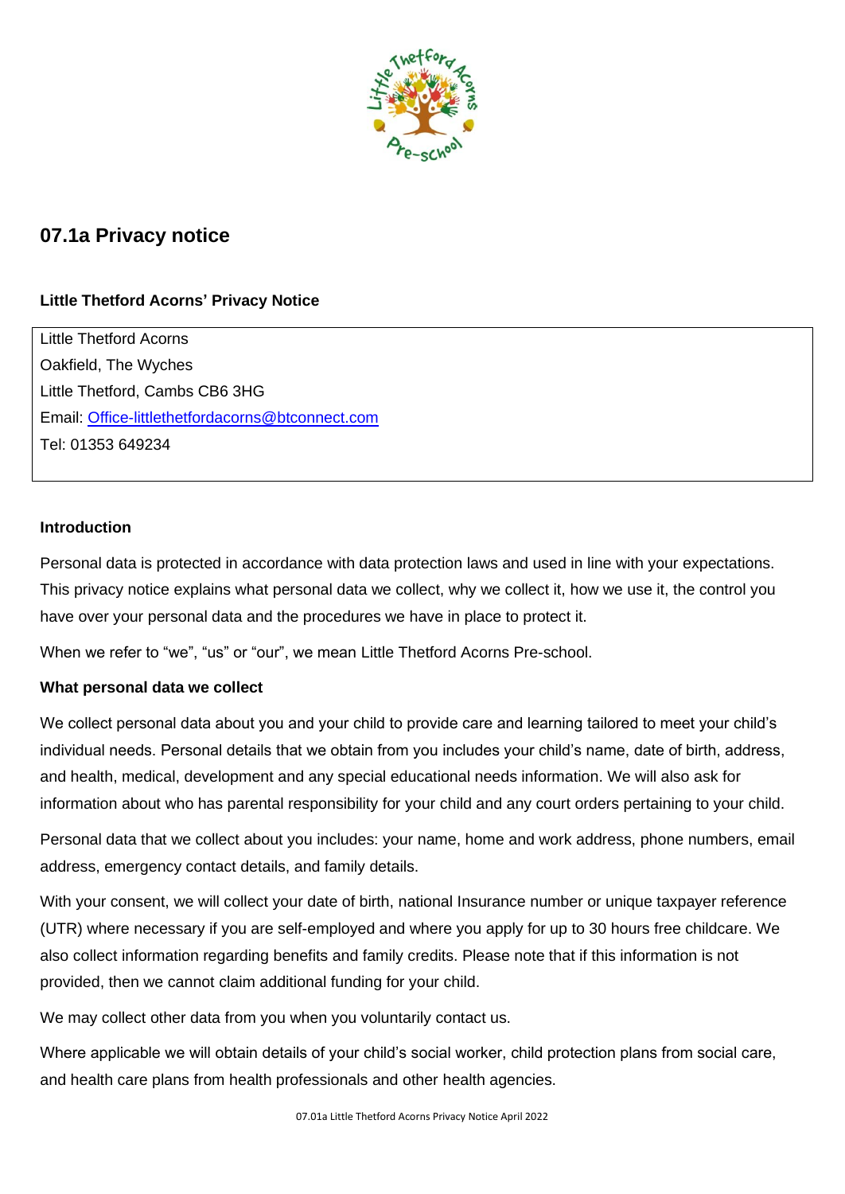# 07.1a Privacy notice

**Little Thetford Acorns' Privacy Notice**

Little Thetford Acorns
Oakfield, The Wyches
Little Thetford, Cambs CB6 3HG
Email: Office-littlethetfordacorns@btconnect.com
Tel: 01353 649234

**Introduction**

Personal data is protected in accordance with data protection laws and used in line with your expectations. This privacy notice explains what personal data we collect, why we collect it, how we use it, the control you have over your personal data and the procedures we have in place to protect it.

When we refer to "we", "us" or "our", we mean Little Thetford Acorns Pre-school.

**What personal data we collect**

We collect personal data about you and your child to provide care and learning tailored to meet your child's individual needs. Personal details that we obtain from you includes your child's name, date of birth, address, and health, medical, development and any special educational needs information. We will also ask for information about who has parental responsibility for your child and any court orders pertaining to your child.

Personal data that we collect about you includes: your name, home and work address, phone numbers, email address, emergency contact details, and family details.

With your consent, we will collect your date of birth, national Insurance number or unique taxpayer reference (UTR) where necessary if you are self-employed and where you apply for up to 30 hours free childcare. We also collect information regarding benefits and family credits. Please note that if this information is not provided, then we cannot claim additional funding for your child.

We may collect other data from you when you voluntarily contact us.

Where applicable we will obtain details of your child's social worker, child protection plans from social care, and health care plans from health professionals and other health agencies.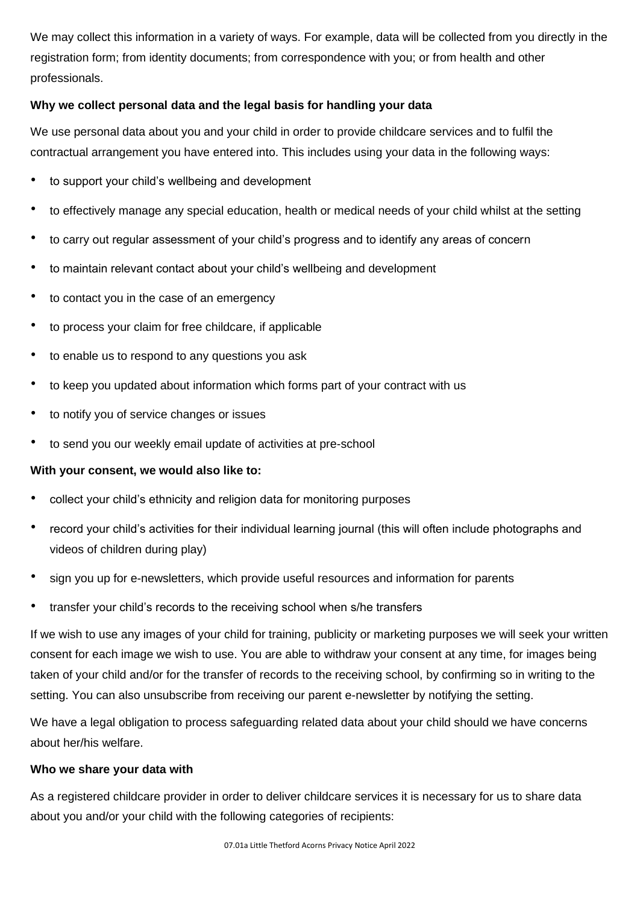We may collect this information in a variety of ways. For example, data will be collected from you directly in the registration form; from identity documents; from correspondence with you; or from health and other professionals.

**Why we collect personal data and the legal basis for handling your data**

We use personal data about you and your child in order to provide childcare services and to fulfil the contractual arrangement you have entered into. This includes using your data in the following ways:

- to support your child's wellbeing and development
- to effectively manage any special education, health or medical needs of your child whilst at the setting
- to carry out regular assessment of your child's progress and to identify any areas of concern
- to maintain relevant contact about your child's wellbeing and development
- to contact you in the case of an emergency
- to process your claim for free childcare, if applicable
- to enable us to respond to any questions you ask
- to keep you updated about information which forms part of your contract with us
- to notify you of service changes or issues
- to send you our weekly email update of activities at pre-school

**With your consent, we would also like to:**

- collect your child's ethnicity and religion data for monitoring purposes
- record your child's activities for their individual learning journal (this will often include photographs and videos of children during play)
- sign you up for e-newsletters, which provide useful resources and information for parents
- transfer your child's records to the receiving school when s/he transfers

If we wish to use any images of your child for training, publicity or marketing purposes we will seek your written consent for each image we wish to use. You are able to withdraw your consent at any time, for images being taken of your child and/or for the transfer of records to the receiving school, by confirming so in writing to the setting. You can also unsubscribe from receiving our parent e-newsletter by notifying the setting.

We have a legal obligation to process safeguarding related data about your child should we have concerns about her/his welfare.

**Who we share your data with**

As a registered childcare provider in order to deliver childcare services it is necessary for us to share data about you and/or your child with the following categories of recipients: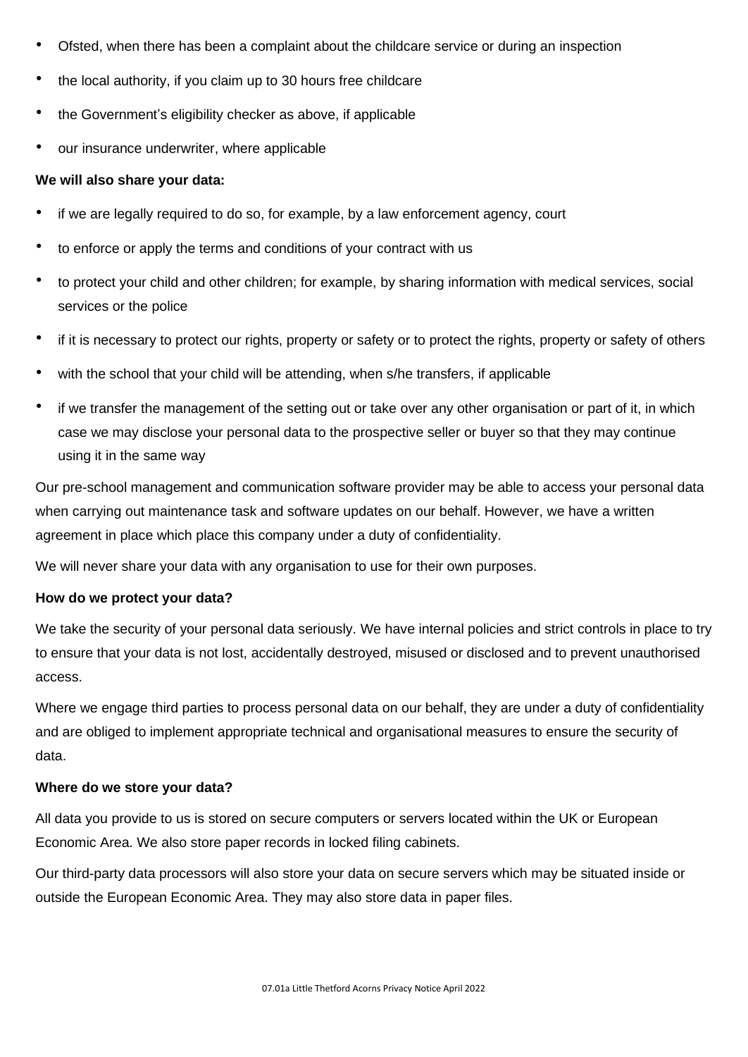- Ofsted, when there has been a complaint about the childcare service or during an inspection
- the local authority, if you claim up to 30 hours free childcare
- the Government's eligibility checker as above, if applicable
- our insurance underwriter, where applicable

**We will also share your data:**

- if we are legally required to do so, for example, by a law enforcement agency, court
- to enforce or apply the terms and conditions of your contract with us
- to protect your child and other children; for example, by sharing information with medical services, social services or the police
- if it is necessary to protect our rights, property or safety or to protect the rights, property or safety of others
- with the school that your child will be attending, when s/he transfers, if applicable
- if we transfer the management of the setting out or take over any other organisation or part of it, in which case we may disclose your personal data to the prospective seller or buyer so that they may continue using it in the same way

Our pre-school management and communication software provider may be able to access your personal data when carrying out maintenance task and software updates on our behalf. However, we have a written agreement in place which place this company under a duty of confidentiality.

We will never share your data with any organisation to use for their own purposes.

**How do we protect your data?**

We take the security of your personal data seriously. We have internal policies and strict controls in place to try to ensure that your data is not lost, accidentally destroyed, misused or disclosed and to prevent unauthorised access.

Where we engage third parties to process personal data on our behalf, they are under a duty of confidentiality and are obliged to implement appropriate technical and organisational measures to ensure the security of data.

**Where do we store your data?**

All data you provide to us is stored on secure computers or servers located within the UK or European Economic Area. We also store paper records in locked filing cabinets.

Our third-party data processors will also store your data on secure servers which may be situated inside or outside the European Economic Area. They may also store data in paper files.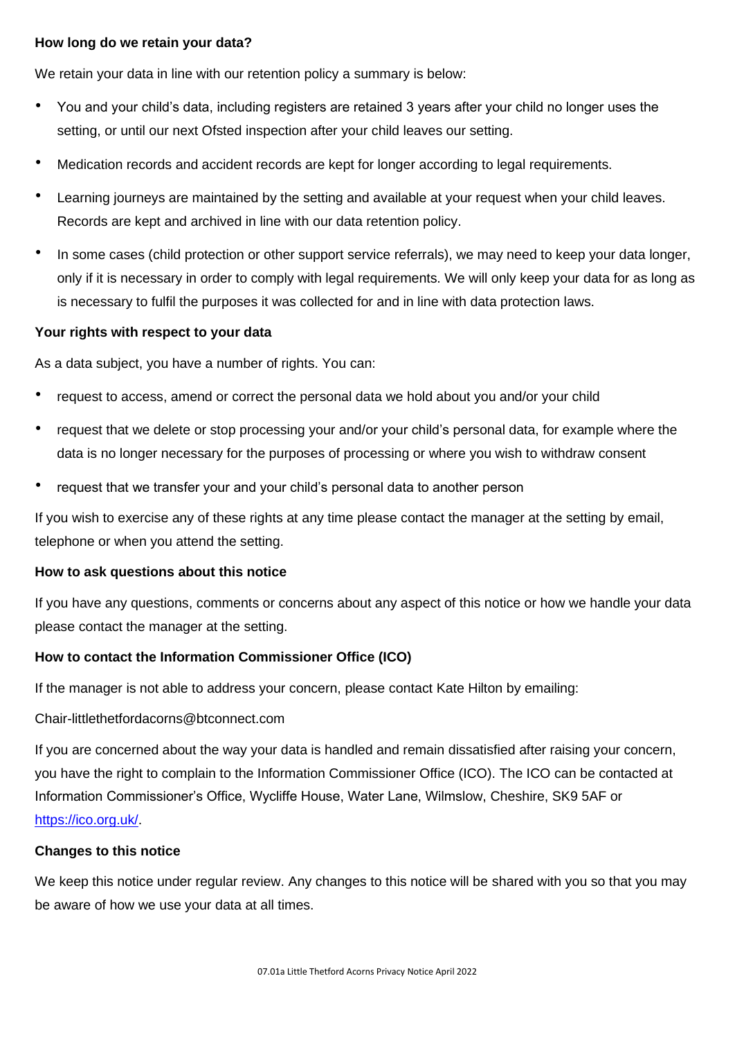**How long do we retain your data?**

We retain your data in line with our retention policy a summary is below:

- You and your child's data, including registers are retained 3 years after your child no longer uses the setting, or until our next Ofsted inspection after your child leaves our setting.
- Medication records and accident records are kept for longer according to legal requirements.
- Learning journeys are maintained by the setting and available at your request when your child leaves. Records are kept and archived in line with our data retention policy.
- In some cases (child protection or other support service referrals), we may need to keep your data longer, only if it is necessary in order to comply with legal requirements. We will only keep your data for as long as is necessary to fulfil the purposes it was collected for and in line with data protection laws.

**Your rights with respect to your data**

As a data subject, you have a number of rights. You can:

- request to access, amend or correct the personal data we hold about you and/or your child
- request that we delete or stop processing your and/or your child's personal data, for example where the data is no longer necessary for the purposes of processing or where you wish to withdraw consent
- request that we transfer your and your child's personal data to another person

If you wish to exercise any of these rights at any time please contact the manager at the setting by email, telephone or when you attend the setting.

**How to ask questions about this notice**

If you have any questions, comments or concerns about any aspect of this notice or how we handle your data please contact the manager at the setting.

**How to contact the Information Commissioner Office (ICO)**

If the manager is not able to address your concern, please contact Kate Hilton by emailing:

Chair-littlethetfordacorns@btconnect.com

If you are concerned about the way your data is handled and remain dissatisfied after raising your concern, you have the right to complain to the Information Commissioner Office (ICO). The ICO can be contacted at Information Commissioner's Office, Wycliffe House, Water Lane, Wilmslow, Cheshire, SK9 5AF or https://ico.org.uk/.

**Changes to this notice**

We keep this notice under regular review. Any changes to this notice will be shared with you so that you may be aware of how we use your data at all times.

07.01a Little Thetford Acorns Privacy Notice April 2022